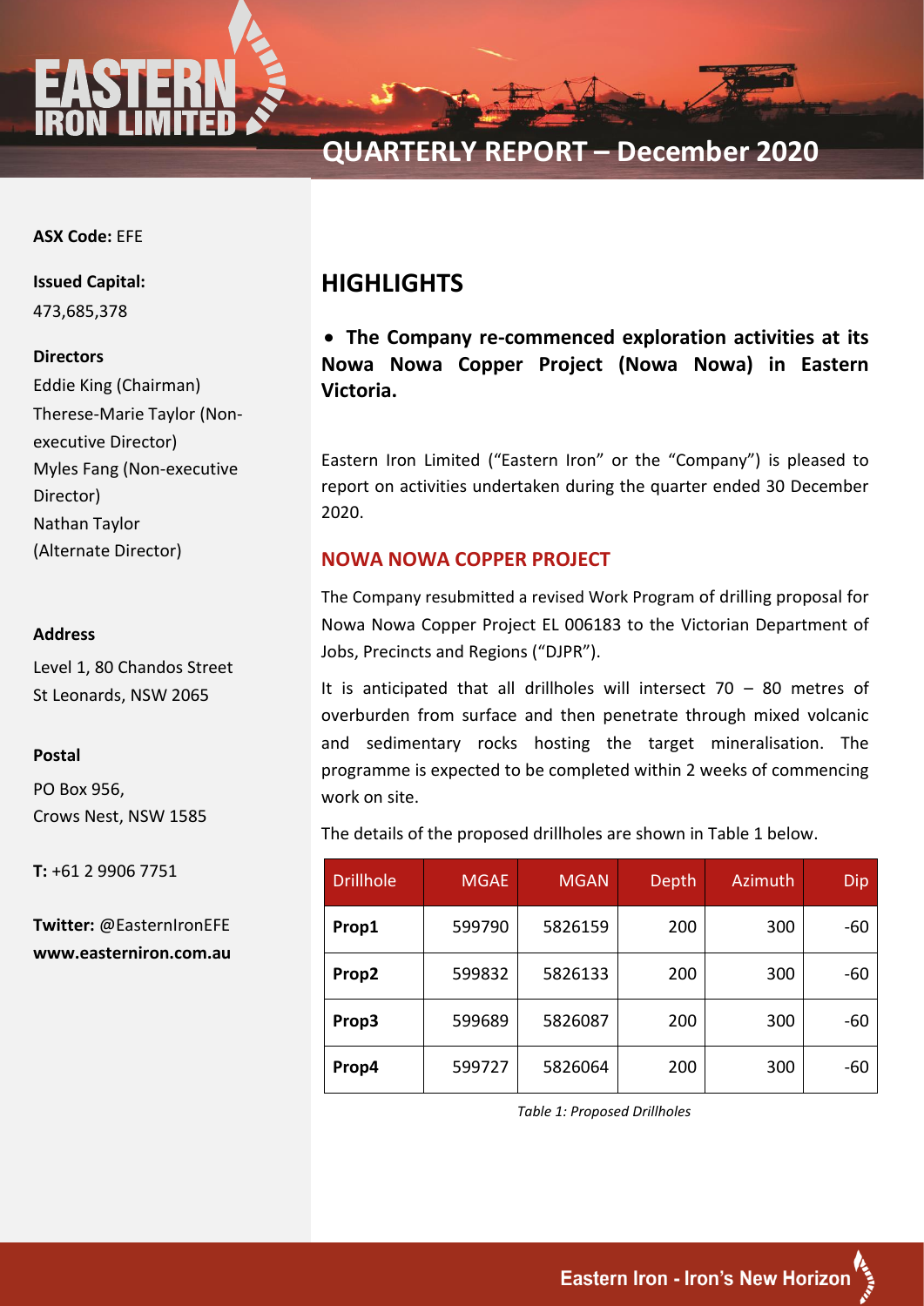# QUARTERLY REPORT – December 2020

**ASX Code:** EFE

**Issued Capital:**
473,685,378

**Directors**
Eddie King (Chairman)
Therese-Marie Taylor (Non-executive Director)
Myles Fang (Non-executive Director)
Nathan Taylor (Alternate Director)

**Address**
Level 1, 80 Chandos Street
St Leonards, NSW 2065

**Postal**
PO Box 956,
Crows Nest, NSW 1585

**T:** +61 2 9906 7751

**Twitter:** @EasternIronEFE
**www.easterniron.com.au**

## HIGHLIGHTS

- **The Company re-commenced exploration activities at its Nowa Nowa Copper Project (Nowa Nowa) in Eastern Victoria.**

Eastern Iron Limited ("Eastern Iron" or the "Company") is pleased to report on activities undertaken during the quarter ended 30 December 2020.

## NOWA NOWA COPPER PROJECT

The Company resubmitted a revised Work Program of drilling proposal for Nowa Nowa Copper Project EL 006183 to the Victorian Department of Jobs, Precincts and Regions ("DJPR").

It is anticipated that all drillholes will intersect 70 – 80 metres of overburden from surface and then penetrate through mixed volcanic and sedimentary rocks hosting the target mineralisation. The programme is expected to be completed within 2 weeks of commencing work on site.

The details of the proposed drillholes are shown in Table 1 below.

| Drillhole | MGAE | MGAN | Depth | Azimuth | Dip |
|---|---|---|---|---|---|
| **Prop1** | 599790 | 5826159 | 200 | 300 | -60 |
| **Prop2** | 599832 | 5826133 | 200 | 300 | -60 |
| **Prop3** | 599689 | 5826087 | 200 | 300 | -60 |
| **Prop4** | 599727 | 5826064 | 200 | 300 | -60 |

*Table 1: Proposed Drillholes*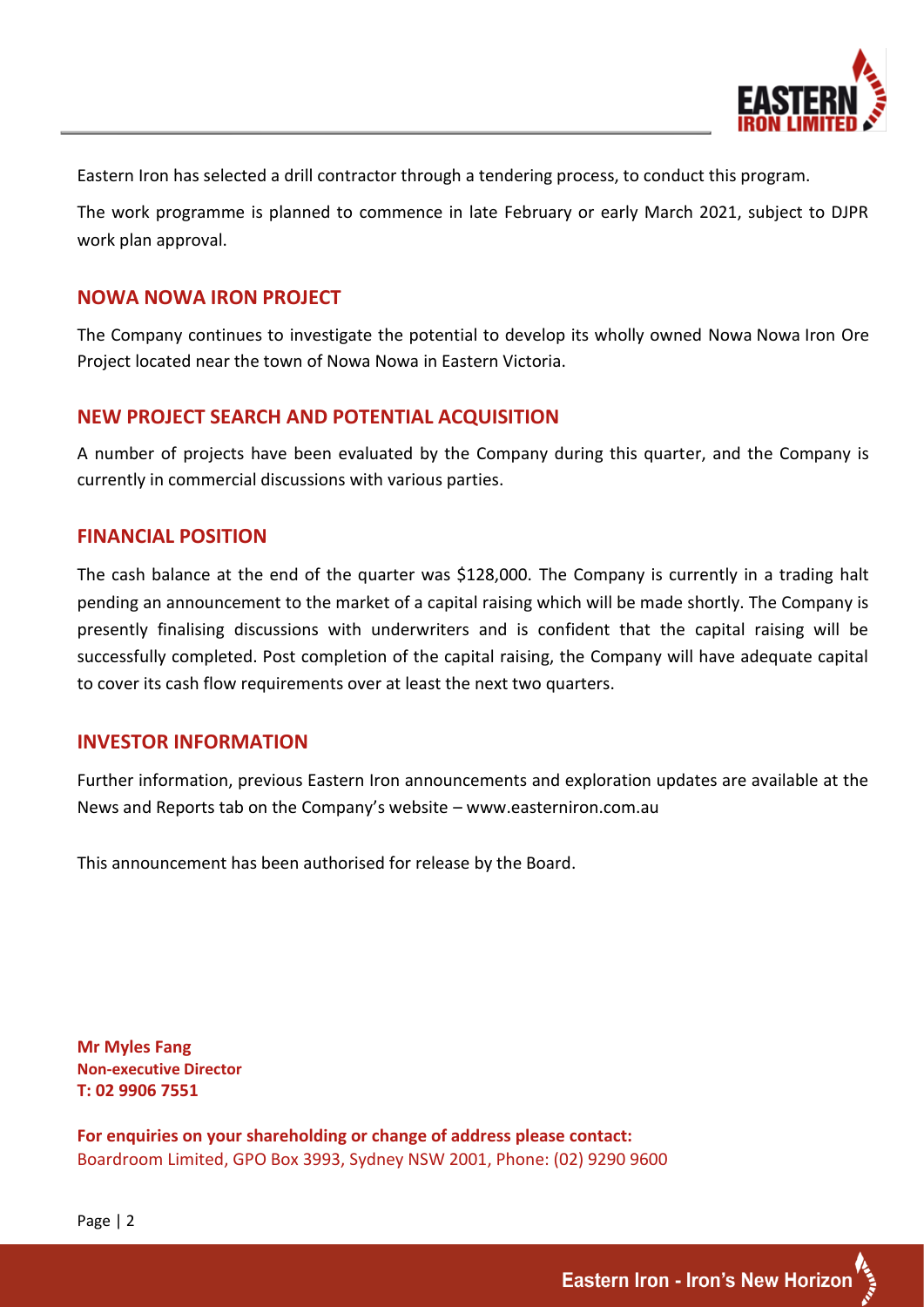Eastern Iron has selected a drill contractor through a tendering process, to conduct this program.

The work programme is planned to commence in late February or early March 2021, subject to DJPR work plan approval.

## NOWA NOWA IRON PROJECT

The Company continues to investigate the potential to develop its wholly owned Nowa Nowa Iron Ore Project located near the town of Nowa Nowa in Eastern Victoria.

## NEW PROJECT SEARCH AND POTENTIAL ACQUISITION

A number of projects have been evaluated by the Company during this quarter, and the Company is currently in commercial discussions with various parties.

## FINANCIAL POSITION

The cash balance at the end of the quarter was $128,000. The Company is currently in a trading halt pending an announcement to the market of a capital raising which will be made shortly. The Company is presently finalising discussions with underwriters and is confident that the capital raising will be successfully completed. Post completion of the capital raising, the Company will have adequate capital to cover its cash flow requirements over at least the next two quarters.

## INVESTOR INFORMATION

Further information, previous Eastern Iron announcements and exploration updates are available at the News and Reports tab on the Company's website – www.easterniron.com.au

This announcement has been authorised for release by the Board.

**Mr Myles Fang**
**Non-executive Director**
**T: 02 9906 7551**

**For enquiries on your shareholding or change of address please contact:**
Boardroom Limited, GPO Box 3993, Sydney NSW 2001, Phone: (02) 9290 9600